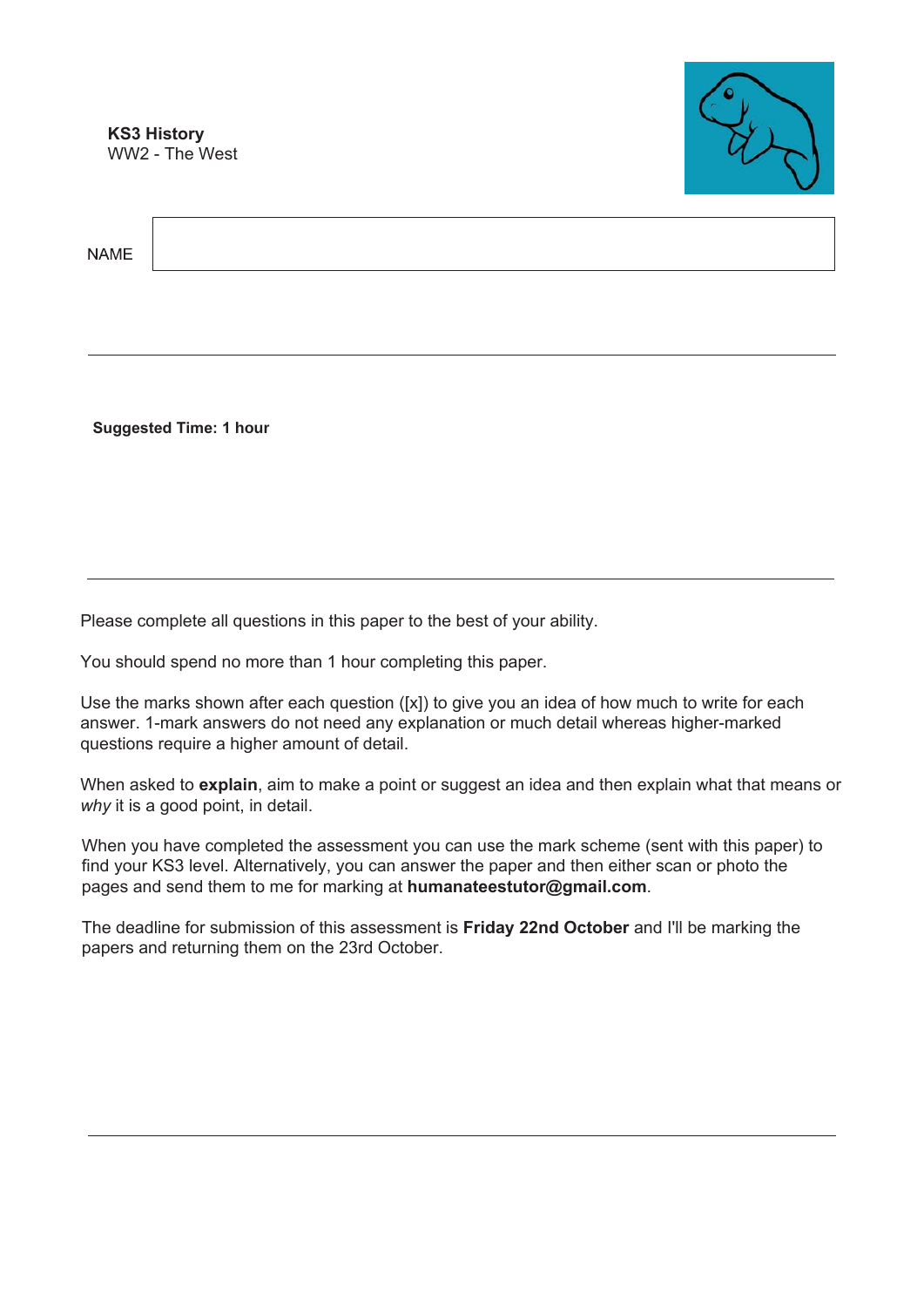**KS3 History**
WW2 - The West

NAME

---

**Suggested Time: 1 hour**

---

Please complete all questions in this paper to the best of your ability.

You should spend no more than 1 hour completing this paper.

Use the marks shown after each question ([x]) to give you an idea of how much to write for each answer. 1-mark answers do not need any explanation or much detail whereas higher-marked questions require a higher amount of detail.

When asked to **explain**, aim to make a point or suggest an idea and then explain what that means or *why* it is a good point, in detail.

When you have completed the assessment you can use the mark scheme (sent with this paper) to find your KS3 level. Alternatively, you can answer the paper and then either scan or photo the pages and send them to me for marking at **humanateestutor@gmail.com**.

The deadline for submission of this assessment is **Friday 22nd October** and I'll be marking the papers and returning them on the 23rd October.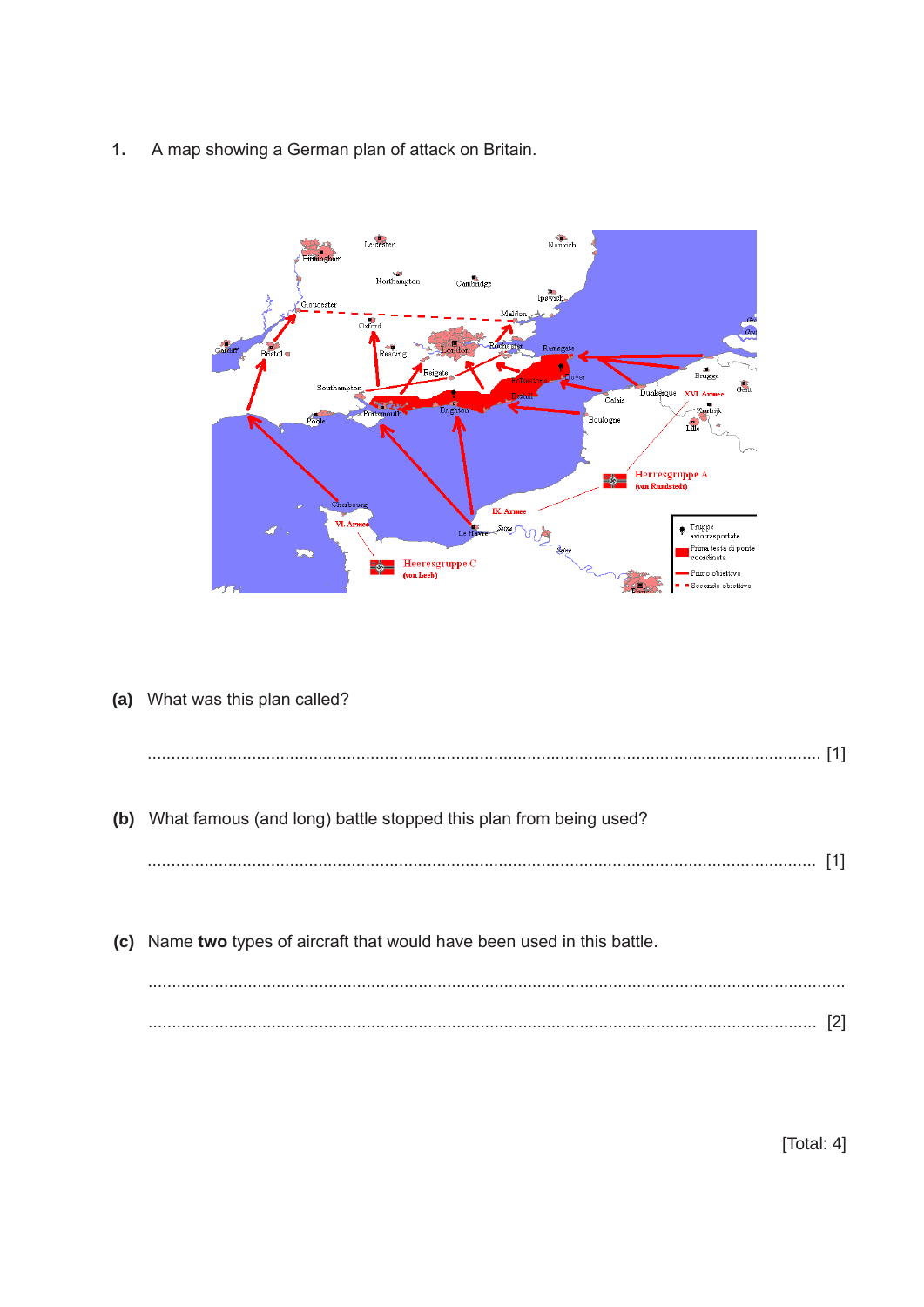1. A map showing a German plan of attack on Britain.

(a) What was this plan called?

.......................................................................................................................................... [1]

(b) What famous (and long) battle stopped this plan from being used?

.......................................................................................................................................... [1]

(c) Name **two** types of aircraft that would have been used in this battle.

..........................................................................................................................................

.......................................................................................................................................... [2]

[Total: 4]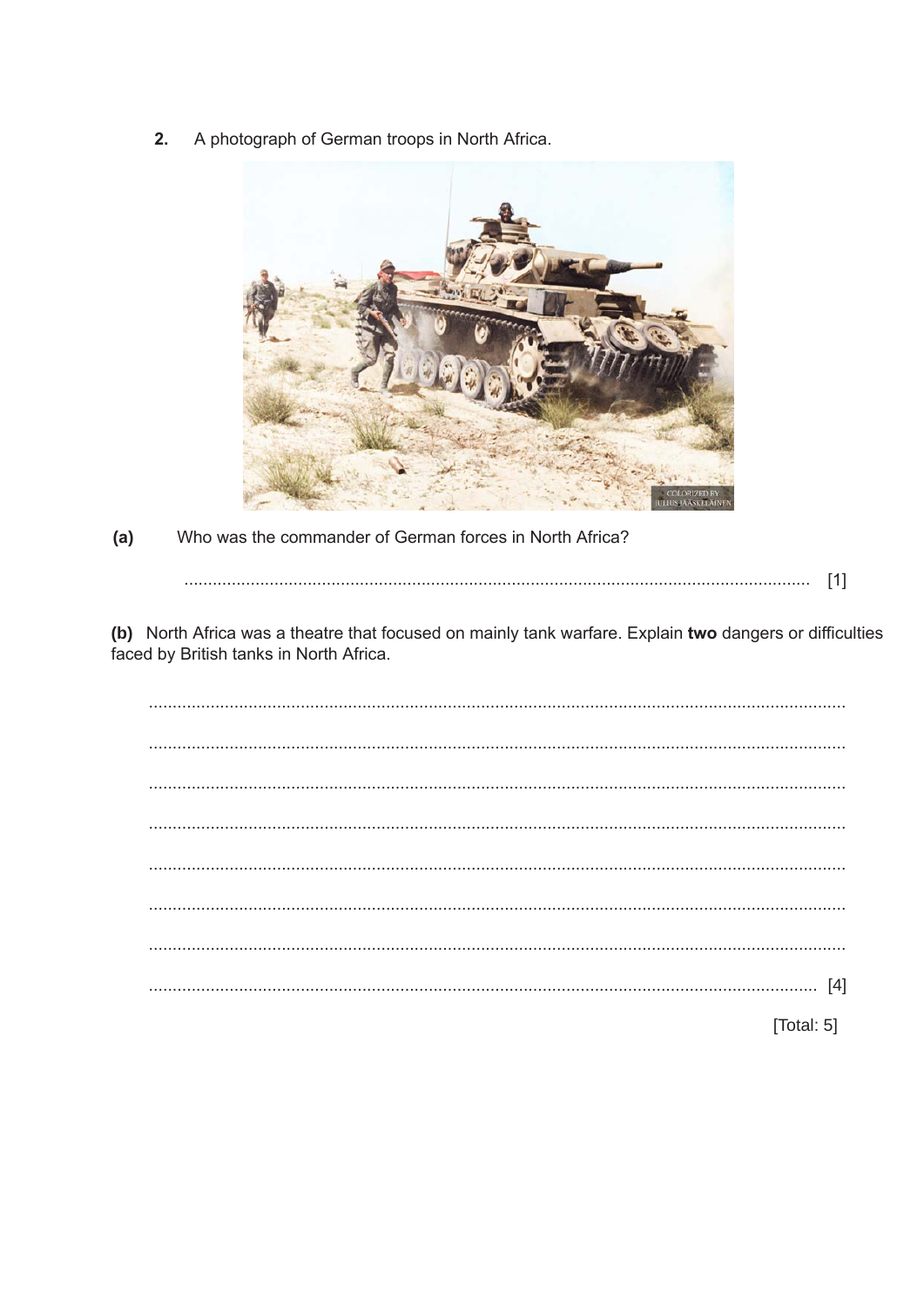**2.** A photograph of German troops in North Africa.

**(a)** Who was the commander of German forces in North Africa?

.................................................................................................................................... [1]

**(b)** North Africa was a theatre that focused on mainly tank warfare. Explain **two** dangers or difficulties faced by British tanks in North Africa.

....................................................................................................................................

....................................................................................................................................

....................................................................................................................................

....................................................................................................................................

....................................................................................................................................

....................................................................................................................................

....................................................................................................................................

.................................................................................................................................... [4]

[Total: 5]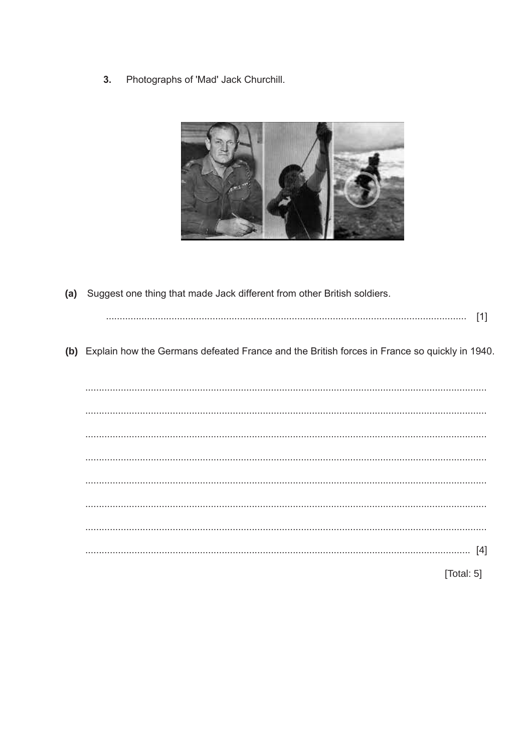**3.** Photographs of 'Mad' Jack Churchill.

**(a)** Suggest one thing that made Jack different from other British soldiers.

.................................................................................................................................... [1]

**(b)** Explain how the Germans defeated France and the British forces in France so quickly in 1940.

....................................................................................................................................

....................................................................................................................................

....................................................................................................................................

....................................................................................................................................

....................................................................................................................................

....................................................................................................................................

....................................................................................................................................

.................................................................................................................................... [4]

[Total: 5]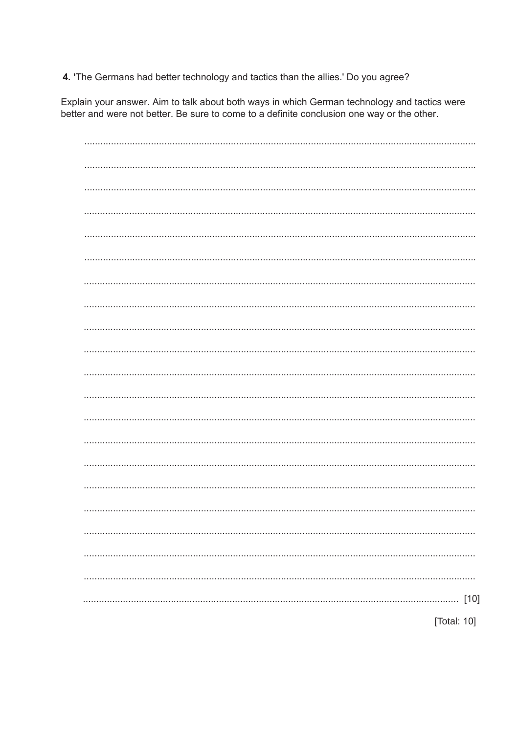**4.** 'The Germans had better technology and tactics than the allies.' Do you agree?

Explain your answer. Aim to talk about both ways in which German technology and tactics were better and were not better. Be sure to come to a definite conclusion one way or the other.

.......................................................................................................................................

.......................................................................................................................................

.......................................................................................................................................

.......................................................................................................................................

.......................................................................................................................................

.......................................................................................................................................

.......................................................................................................................................

.......................................................................................................................................

.......................................................................................................................................

.......................................................................................................................................

.......................................................................................................................................

.......................................................................................................................................

.......................................................................................................................................

.......................................................................................................................................

.......................................................................................................................................

.......................................................................................................................................

.......................................................................................................................................

.......................................................................................................................................

.......................................................................................................................................

.......................................................................................................................................

....................................................................................................................................... [10]

[Total: 10]